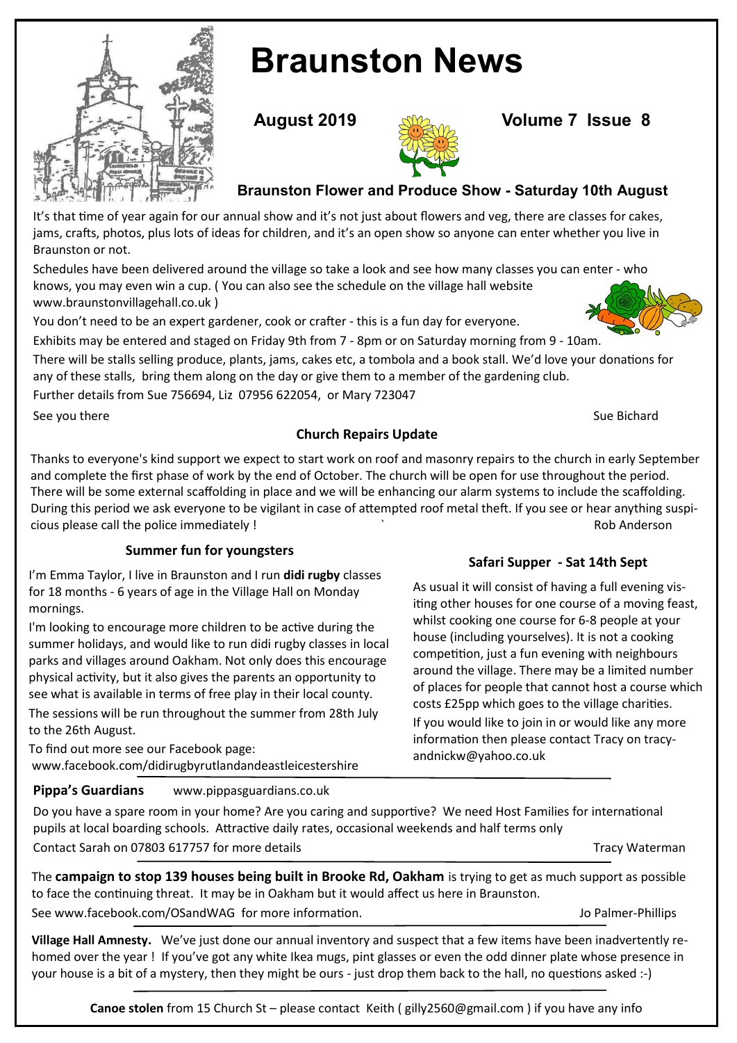# Braunston News

**August 2019** **Volume 7 Issue 8**

## Braunston Flower and Produce Show - Saturday 10th August

It's that time of year again for our annual show and it's not just about flowers and veg, there are classes for cakes, jams, crafts, photos, plus lots of ideas for children, and it's an open show so anyone can enter whether you live in Braunston or not.

Schedules have been delivered around the village so take a look and see how many classes you can enter - who knows, you may even win a cup. ( You can also see the schedule on the village hall website www.braunstonvillagehall.co.uk )

You don't need to be an expert gardener, cook or crafter - this is a fun day for everyone.

Exhibits may be entered and staged on Friday 9th from 7 - 8pm or on Saturday morning from 9 - 10am.

There will be stalls selling produce, plants, jams, cakes etc, a tombola and a book stall. We'd love your donations for any of these stalls, bring them along on the day or give them to a member of the gardening club.

Further details from Sue 756694, Liz 07956 622054, or Mary 723047

See you there

Sue Bichard

## Church Repairs Update

Thanks to everyone's kind support we expect to start work on roof and masonry repairs to the church in early September and complete the first phase of work by the end of October. The church will be open for use throughout the period. There will be some external scaffolding in place and we will be enhancing our alarm systems to include the scaffolding. During this period we ask everyone to be vigilant in case of attempted roof metal theft. If you see or hear anything suspicious please call the police immediately !

Rob Anderson

## Summer fun for youngsters

I'm Emma Taylor, I live in Braunston and I run **didi rugby** classes for 18 months - 6 years of age in the Village Hall on Monday mornings.

I'm looking to encourage more children to be active during the summer holidays, and would like to run didi rugby classes in local parks and villages around Oakham. Not only does this encourage physical activity, but it also gives the parents an opportunity to see what is available in terms of free play in their local county.

The sessions will be run throughout the summer from 28th July to the 26th August.

To find out more see our Facebook page:
www.facebook.com/didirugbyrutlandandeastleicestershire

## Safari Supper - Sat 14th Sept

As usual it will consist of having a full evening visiting other houses for one course of a moving feast, whilst cooking one course for 6-8 people at your house (including yourselves). It is not a cooking competition, just a fun evening with neighbours around the village. There may be a limited number of places for people that cannot host a course which costs £25pp which goes to the village charities.

If you would like to join in or would like any more information then please contact Tracy on tracyandnickw@yahoo.co.uk

**Pippa's Guardians** www.pippasguardians.co.uk

Do you have a spare room in your home? Are you caring and supportive? We need Host Families for international pupils at local boarding schools. Attractive daily rates, occasional weekends and half terms only

Contact Sarah on 07803 617757 for more details

Tracy Waterman

The **campaign to stop 139 houses being built in Brooke Rd, Oakham** is trying to get as much support as possible to face the continuing threat. It may be in Oakham but it would affect us here in Braunston.

See www.facebook.com/OSandWAG for more information.

Jo Palmer-Phillips

**Village Hall Amnesty.** We've just done our annual inventory and suspect that a few items have been inadvertently rehomed over the year ! If you've got any white Ikea mugs, pint glasses or even the odd dinner plate whose presence in your house is a bit of a mystery, then they might be ours - just drop them back to the hall, no questions asked :-)

**Canoe stolen** from 15 Church St – please contact Keith ( gilly2560@gmail.com ) if you have any info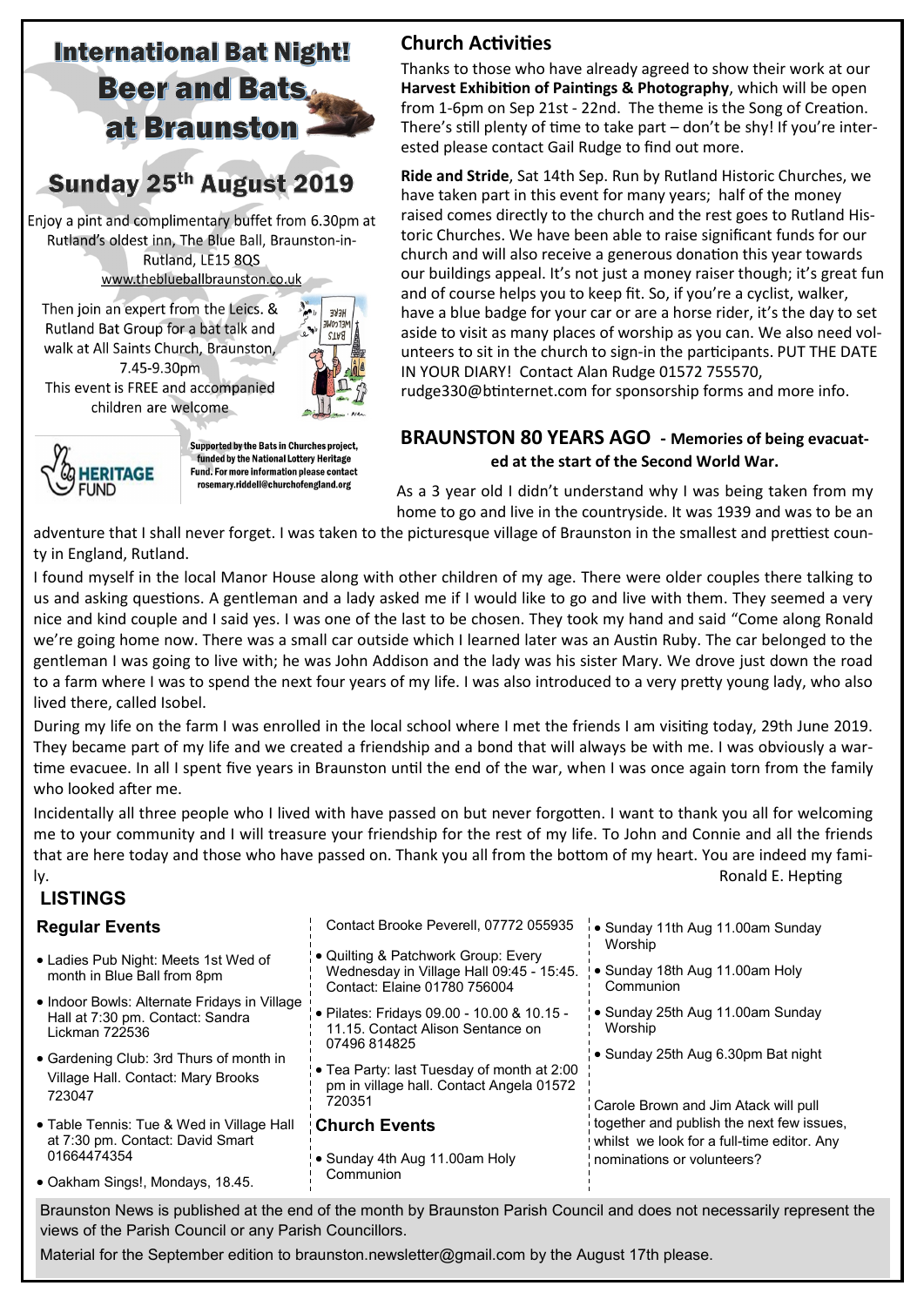# International Bat Night!

# Beer and Bats at Braunston

## Sunday 25th August 2019

Enjoy a pint and complimentary buffet from 6.30pm at Rutland's oldest inn, The Blue Ball, Braunston-in-Rutland, LE15 8QS
www.theblueballbraunston.co.uk

Then join an expert from the Leics. & Rutland Bat Group for a bat talk and walk at All Saints Church, Braunston, 7.45-9.30pm
This event is FREE and accompanied children are welcome

HERITAGE FUND

Supported by the Bats in Churches project, funded by the National Lottery Heritage Fund. For more information please contact rosemary.riddell@churchofengland.org

## Church Activities

Thanks to those who have already agreed to show their work at our **Harvest Exhibition of Paintings & Photography**, which will be open from 1-6pm on Sep 21st - 22nd. The theme is the Song of Creation. There's still plenty of time to take part – don't be shy! If you're interested please contact Gail Rudge to find out more.

**Ride and Stride**, Sat 14th Sep. Run by Rutland Historic Churches, we have taken part in this event for many years; half of the money raised comes directly to the church and the rest goes to Rutland Historic Churches. We have been able to raise significant funds for our church and will also receive a generous donation this year towards our buildings appeal. It's not just a money raiser though; it's great fun and of course helps you to keep fit. So, if you're a cyclist, walker, have a blue badge for your car or are a horse rider, it's the day to set aside to visit as many places of worship as you can. We also need volunteers to sit in the church to sign-in the participants. PUT THE DATE IN YOUR DIARY! Contact Alan Rudge 01572 755570, rudge330@btinternet.com for sponsorship forms and more info.

## BRAUNSTON 80 YEARS AGO - Memories of being evacuated at the start of the Second World War.

As a 3 year old I didn't understand why I was being taken from my home to go and live in the countryside. It was 1939 and was to be an adventure that I shall never forget. I was taken to the picturesque village of Braunston in the smallest and prettiest county in England, Rutland.

I found myself in the local Manor House along with other children of my age. There were older couples there talking to us and asking questions. A gentleman and a lady asked me if I would like to go and live with them. They seemed a very nice and kind couple and I said yes. I was one of the last to be chosen. They took my hand and said "Come along Ronald we're going home now. There was a small car outside which I learned later was an Austin Ruby. The car belonged to the gentleman I was going to live with; he was John Addison and the lady was his sister Mary. We drove just down the road to a farm where I was to spend the next four years of my life. I was also introduced to a very pretty young lady, who also lived there, called Isobel.

During my life on the farm I was enrolled in the local school where I met the friends I am visiting today, 29th June 2019. They became part of my life and we created a friendship and a bond that will always be with me. I was obviously a wartime evacuee. In all I spent five years in Braunston until the end of the war, when I was once again torn from the family who looked after me.

Incidentally all three people who I lived with have passed on but never forgotten. I want to thank you all for welcoming me to your community and I will treasure your friendship for the rest of my life. To John and Connie and all the friends that are here today and those who have passed on. Thank you all from the bottom of my heart. You are indeed my family.

Ronald E. Hepting

## LISTINGS

### Regular Events

- Ladies Pub Night: Meets 1st Wed of month in Blue Ball from 8pm
- Indoor Bowls: Alternate Fridays in Village Hall at 7:30 pm. Contact: Sandra Lickman 722536
- Gardening Club: 3rd Thurs of month in Village Hall. Contact: Mary Brooks 723047
- Table Tennis: Tue & Wed in Village Hall at 7:30 pm. Contact: David Smart 01664474354
- Oakham Sings!, Mondays, 18.45. Contact Brooke Peverell, 07772 055935
- Quilting & Patchwork Group: Every Wednesday in Village Hall 09:45 - 15:45. Contact: Elaine 01780 756004
- Pilates: Fridays 09.00 - 10.00 & 10.15 - 11.15. Contact Alison Sentance on 07496 814825
- Tea Party: last Tuesday of month at 2:00 pm in village hall. Contact Angela 01572 720351

### Church Events

- Sunday 4th Aug 11.00am Holy Communion
- Sunday 11th Aug 11.00am Sunday Worship
- Sunday 18th Aug 11.00am Holy Communion
- Sunday 25th Aug 11.00am Sunday Worship
- Sunday 25th Aug 6.30pm Bat night

Carole Brown and Jim Atack will pull together and publish the next few issues, whilst we look for a full-time editor. Any nominations or volunteers?

Braunston News is published at the end of the month by Braunston Parish Council and does not necessarily represent the views of the Parish Council or any Parish Councillors.

Material for the September edition to braunston.newsletter@gmail.com by the August 17th please.